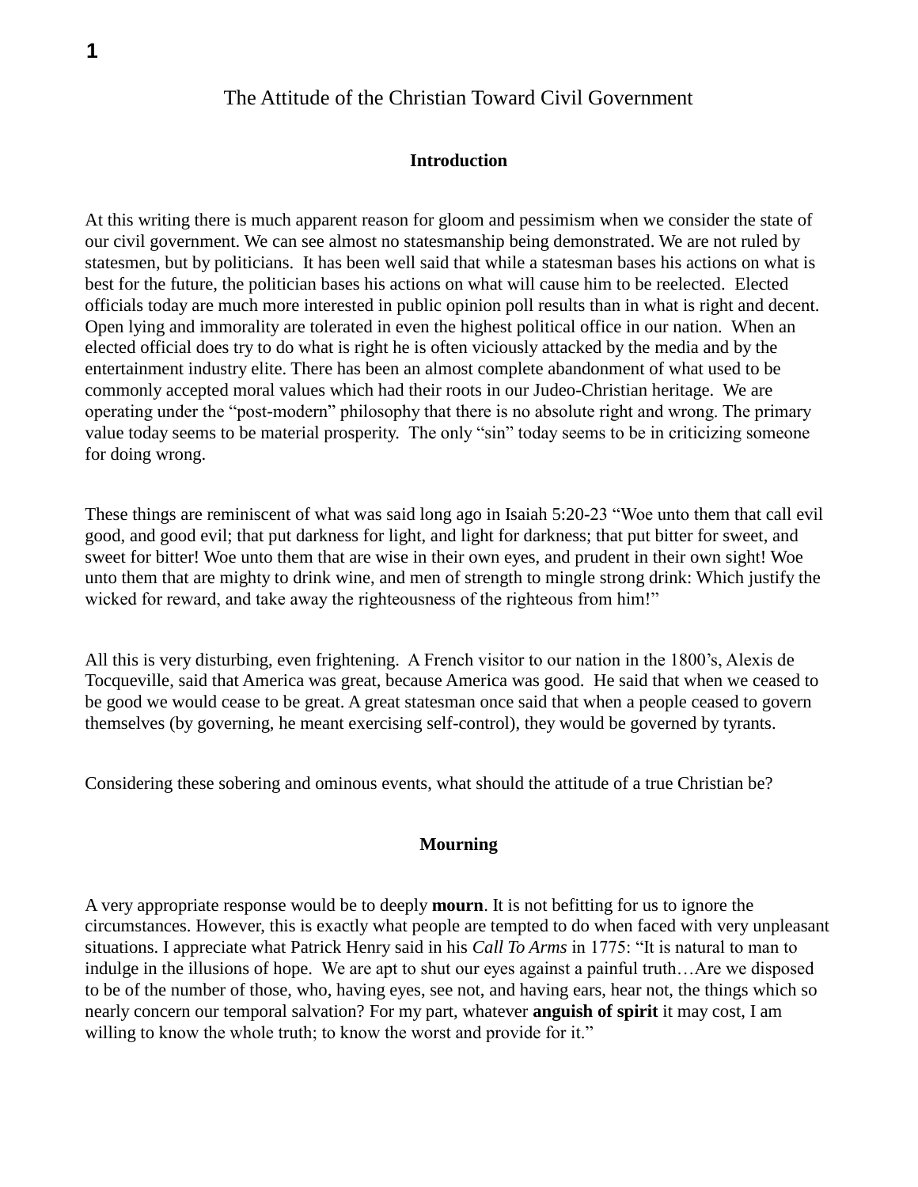# The Attitude of the Christian Toward Civil Government

## Introduction

At this writing there is much apparent reason for gloom and pessimism when we consider the state of our civil government. We can see almost no statesmanship being demonstrated. We are not ruled by statesmen, but by politicians. It has been well said that while a statesman bases his actions on what is best for the future, the politician bases his actions on what will cause him to be reelected. Elected officials today are much more interested in public opinion poll results than in what is right and decent. Open lying and immorality are tolerated in even the highest political office in our nation. When an elected official does try to do what is right he is often viciously attacked by the media and by the entertainment industry elite. There has been an almost complete abandonment of what used to be commonly accepted moral values which had their roots in our Judeo-Christian heritage. We are operating under the "post-modern" philosophy that there is no absolute right and wrong. The primary value today seems to be material prosperity. The only "sin" today seems to be in criticizing someone for doing wrong.

These things are reminiscent of what was said long ago in Isaiah 5:20-23 "Woe unto them that call evil good, and good evil; that put darkness for light, and light for darkness; that put bitter for sweet, and sweet for bitter! Woe unto them that are wise in their own eyes, and prudent in their own sight! Woe unto them that are mighty to drink wine, and men of strength to mingle strong drink: Which justify the wicked for reward, and take away the righteousness of the righteous from him!"

All this is very disturbing, even frightening. A French visitor to our nation in the 1800's, Alexis de Tocqueville, said that America was great, because America was good. He said that when we ceased to be good we would cease to be great. A great statesman once said that when a people ceased to govern themselves (by governing, he meant exercising self-control), they would be governed by tyrants.

Considering these sobering and ominous events, what should the attitude of a true Christian be?

## Mourning

A very appropriate response would be to deeply **mourn**. It is not befitting for us to ignore the circumstances. However, this is exactly what people are tempted to do when faced with very unpleasant situations. I appreciate what Patrick Henry said in his *Call To Arms* in 1775: "It is natural to man to indulge in the illusions of hope. We are apt to shut our eyes against a painful truth…Are we disposed to be of the number of those, who, having eyes, see not, and having ears, hear not, the things which so nearly concern our temporal salvation? For my part, whatever **anguish of spirit** it may cost, I am willing to know the whole truth; to know the worst and provide for it."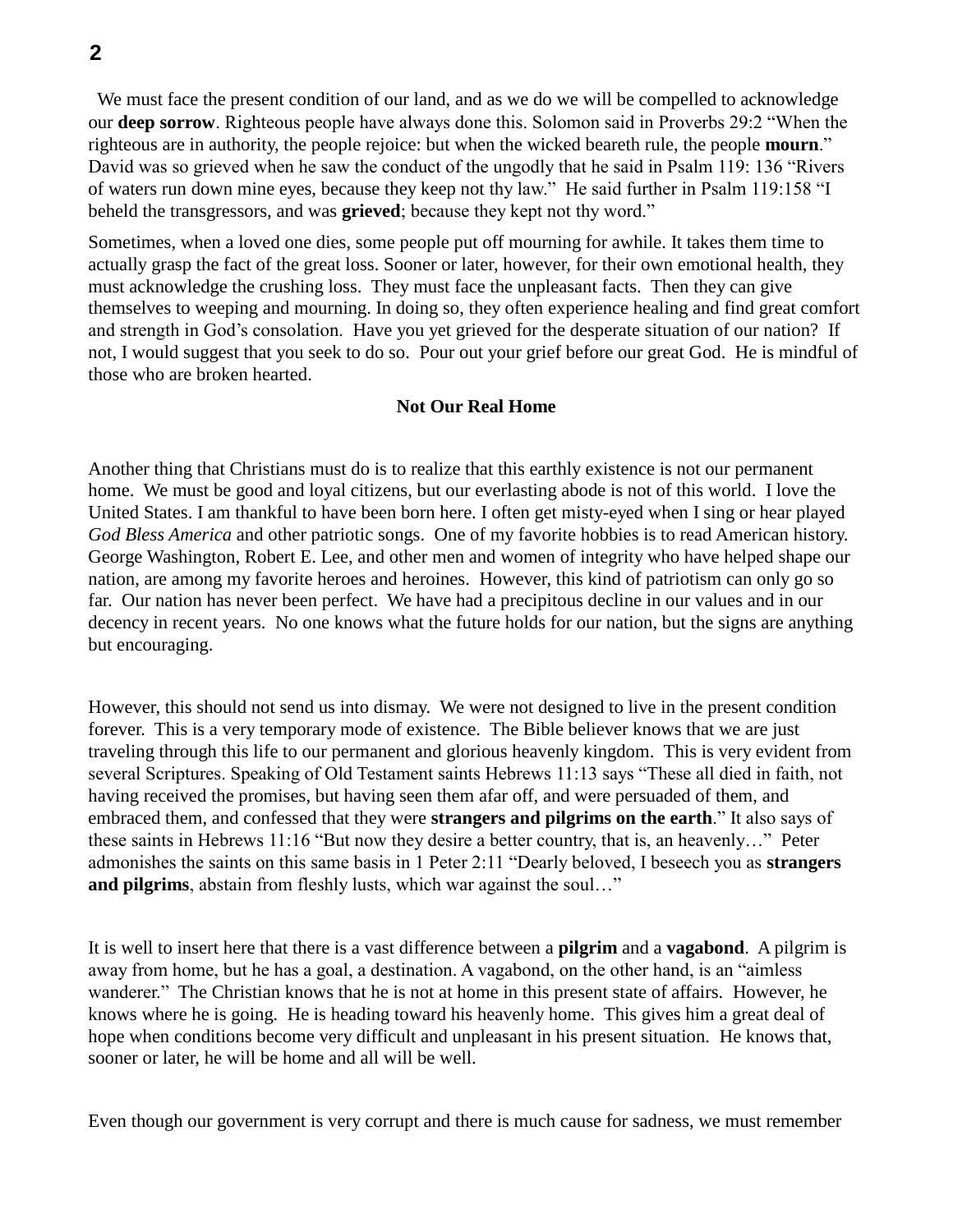We must face the present condition of our land, and as we do we will be compelled to acknowledge our **deep sorrow**. Righteous people have always done this. Solomon said in Proverbs 29:2 "When the righteous are in authority, the people rejoice: but when the wicked beareth rule, the people **mourn**." David was so grieved when he saw the conduct of the ungodly that he said in Psalm 119: 136 "Rivers of waters run down mine eyes, because they keep not thy law." He said further in Psalm 119:158 "I beheld the transgressors, and was **grieved**; because they kept not thy word."

Sometimes, when a loved one dies, some people put off mourning for awhile. It takes them time to actually grasp the fact of the great loss. Sooner or later, however, for their own emotional health, they must acknowledge the crushing loss. They must face the unpleasant facts. Then they can give themselves to weeping and mourning. In doing so, they often experience healing and find great comfort and strength in God's consolation. Have you yet grieved for the desperate situation of our nation? If not, I would suggest that you seek to do so. Pour out your grief before our great God. He is mindful of those who are broken hearted.

### Not Our Real Home

Another thing that Christians must do is to realize that this earthly existence is not our permanent home. We must be good and loyal citizens, but our everlasting abode is not of this world. I love the United States. I am thankful to have been born here. I often get misty-eyed when I sing or hear played *God Bless America* and other patriotic songs. One of my favorite hobbies is to read American history. George Washington, Robert E. Lee, and other men and women of integrity who have helped shape our nation, are among my favorite heroes and heroines. However, this kind of patriotism can only go so far. Our nation has never been perfect. We have had a precipitous decline in our values and in our decency in recent years. No one knows what the future holds for our nation, but the signs are anything but encouraging.

However, this should not send us into dismay. We were not designed to live in the present condition forever. This is a very temporary mode of existence. The Bible believer knows that we are just traveling through this life to our permanent and glorious heavenly kingdom. This is very evident from several Scriptures. Speaking of Old Testament saints Hebrews 11:13 says "These all died in faith, not having received the promises, but having seen them afar off, and were persuaded of them, and embraced them, and confessed that they were **strangers and pilgrims on the earth**." It also says of these saints in Hebrews 11:16 "But now they desire a better country, that is, an heavenly…" Peter admonishes the saints on this same basis in 1 Peter 2:11 "Dearly beloved, I beseech you as **strangers and pilgrims**, abstain from fleshly lusts, which war against the soul…"

It is well to insert here that there is a vast difference between a **pilgrim** and a **vagabond**. A pilgrim is away from home, but he has a goal, a destination. A vagabond, on the other hand, is an "aimless wanderer." The Christian knows that he is not at home in this present state of affairs. However, he knows where he is going. He is heading toward his heavenly home. This gives him a great deal of hope when conditions become very difficult and unpleasant in his present situation. He knows that, sooner or later, he will be home and all will be well.

Even though our government is very corrupt and there is much cause for sadness, we must remember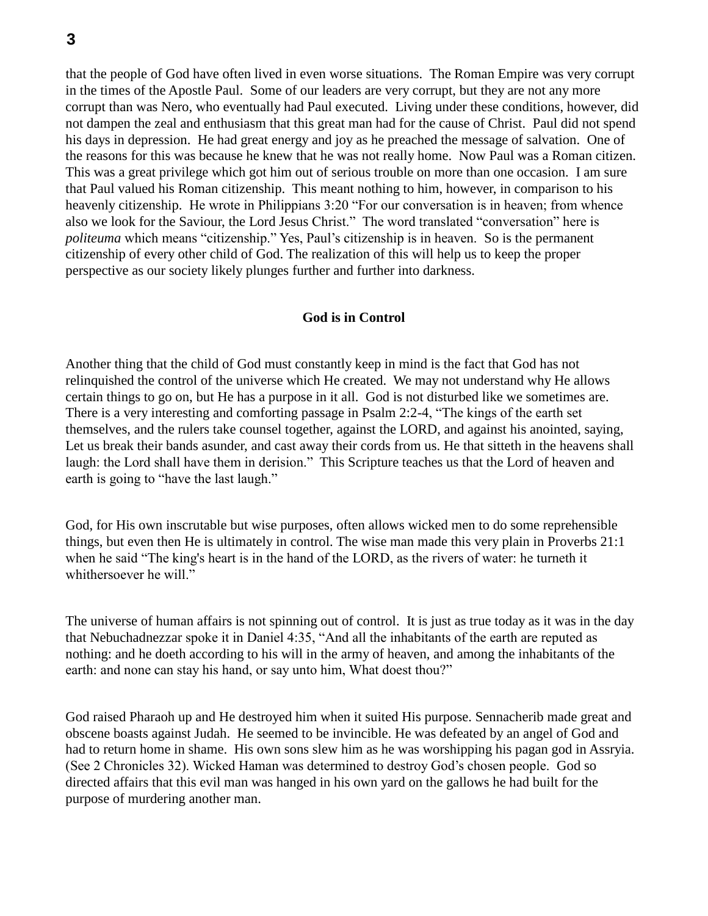that the people of God have often lived in even worse situations. The Roman Empire was very corrupt in the times of the Apostle Paul. Some of our leaders are very corrupt, but they are not any more corrupt than was Nero, who eventually had Paul executed. Living under these conditions, however, did not dampen the zeal and enthusiasm that this great man had for the cause of Christ. Paul did not spend his days in depression. He had great energy and joy as he preached the message of salvation. One of the reasons for this was because he knew that he was not really home. Now Paul was a Roman citizen. This was a great privilege which got him out of serious trouble on more than one occasion. I am sure that Paul valued his Roman citizenship. This meant nothing to him, however, in comparison to his heavenly citizenship. He wrote in Philippians 3:20 "For our conversation is in heaven; from whence also we look for the Saviour, the Lord Jesus Christ." The word translated "conversation" here is *politeuma* which means "citizenship." Yes, Paul's citizenship is in heaven. So is the permanent citizenship of every other child of God. The realization of this will help us to keep the proper perspective as our society likely plunges further and further into darkness.

**God is in Control**

Another thing that the child of God must constantly keep in mind is the fact that God has not relinquished the control of the universe which He created. We may not understand why He allows certain things to go on, but He has a purpose in it all. God is not disturbed like we sometimes are. There is a very interesting and comforting passage in Psalm 2:2-4, "The kings of the earth set themselves, and the rulers take counsel together, against the LORD, and against his anointed, saying, Let us break their bands asunder, and cast away their cords from us. He that sitteth in the heavens shall laugh: the Lord shall have them in derision." This Scripture teaches us that the Lord of heaven and earth is going to "have the last laugh."

God, for His own inscrutable but wise purposes, often allows wicked men to do some reprehensible things, but even then He is ultimately in control. The wise man made this very plain in Proverbs 21:1 when he said "The king's heart is in the hand of the LORD, as the rivers of water: he turneth it whithersoever he will."

The universe of human affairs is not spinning out of control. It is just as true today as it was in the day that Nebuchadnezzar spoke it in Daniel 4:35, "And all the inhabitants of the earth are reputed as nothing: and he doeth according to his will in the army of heaven, and among the inhabitants of the earth: and none can stay his hand, or say unto him, What doest thou?"

God raised Pharaoh up and He destroyed him when it suited His purpose. Sennacherib made great and obscene boasts against Judah. He seemed to be invincible. He was defeated by an angel of God and had to return home in shame. His own sons slew him as he was worshipping his pagan god in Assryia. (See 2 Chronicles 32). Wicked Haman was determined to destroy God's chosen people. God so directed affairs that this evil man was hanged in his own yard on the gallows he had built for the purpose of murdering another man.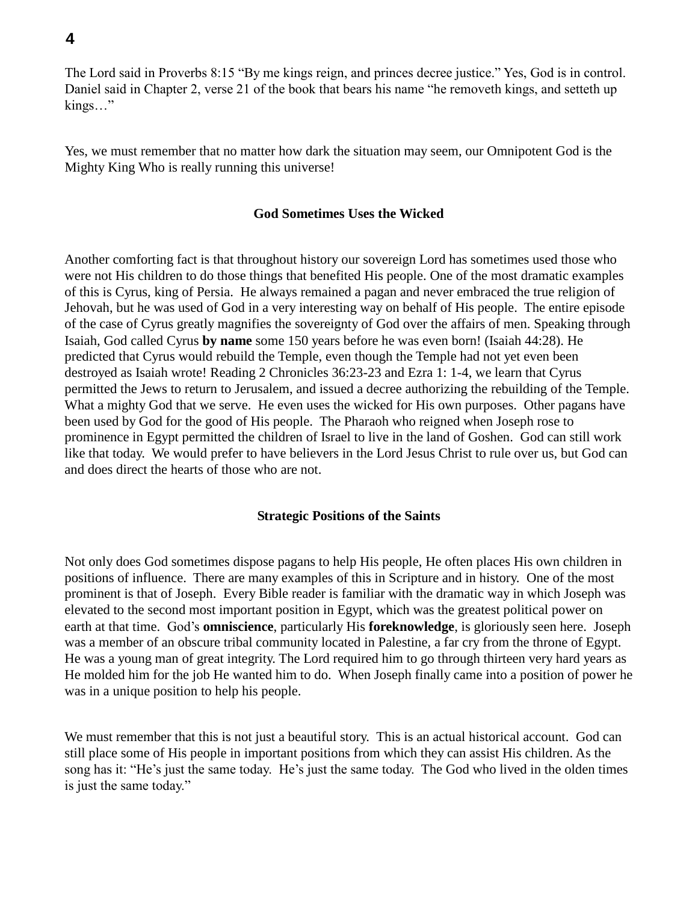The Lord said in Proverbs 8:15 "By me kings reign, and princes decree justice." Yes, God is in control. Daniel said in Chapter 2, verse 21 of the book that bears his name "he removeth kings, and setteth up kings…"

Yes, we must remember that no matter how dark the situation may seem, our Omnipotent God is the Mighty King Who is really running this universe!

### God Sometimes Uses the Wicked

Another comforting fact is that throughout history our sovereign Lord has sometimes used those who were not His children to do those things that benefited His people. One of the most dramatic examples of this is Cyrus, king of Persia. He always remained a pagan and never embraced the true religion of Jehovah, but he was used of God in a very interesting way on behalf of His people. The entire episode of the case of Cyrus greatly magnifies the sovereignty of God over the affairs of men. Speaking through Isaiah, God called Cyrus **by name** some 150 years before he was even born! (Isaiah 44:28). He predicted that Cyrus would rebuild the Temple, even though the Temple had not yet even been destroyed as Isaiah wrote! Reading 2 Chronicles 36:23-23 and Ezra 1: 1-4, we learn that Cyrus permitted the Jews to return to Jerusalem, and issued a decree authorizing the rebuilding of the Temple. What a mighty God that we serve. He even uses the wicked for His own purposes. Other pagans have been used by God for the good of His people. The Pharaoh who reigned when Joseph rose to prominence in Egypt permitted the children of Israel to live in the land of Goshen. God can still work like that today. We would prefer to have believers in the Lord Jesus Christ to rule over us, but God can and does direct the hearts of those who are not.

### Strategic Positions of the Saints

Not only does God sometimes dispose pagans to help His people, He often places His own children in positions of influence. There are many examples of this in Scripture and in history. One of the most prominent is that of Joseph. Every Bible reader is familiar with the dramatic way in which Joseph was elevated to the second most important position in Egypt, which was the greatest political power on earth at that time. God's **omniscience**, particularly His **foreknowledge**, is gloriously seen here. Joseph was a member of an obscure tribal community located in Palestine, a far cry from the throne of Egypt. He was a young man of great integrity. The Lord required him to go through thirteen very hard years as He molded him for the job He wanted him to do. When Joseph finally came into a position of power he was in a unique position to help his people.

We must remember that this is not just a beautiful story. This is an actual historical account. God can still place some of His people in important positions from which they can assist His children. As the song has it: "He's just the same today. He's just the same today. The God who lived in the olden times is just the same today."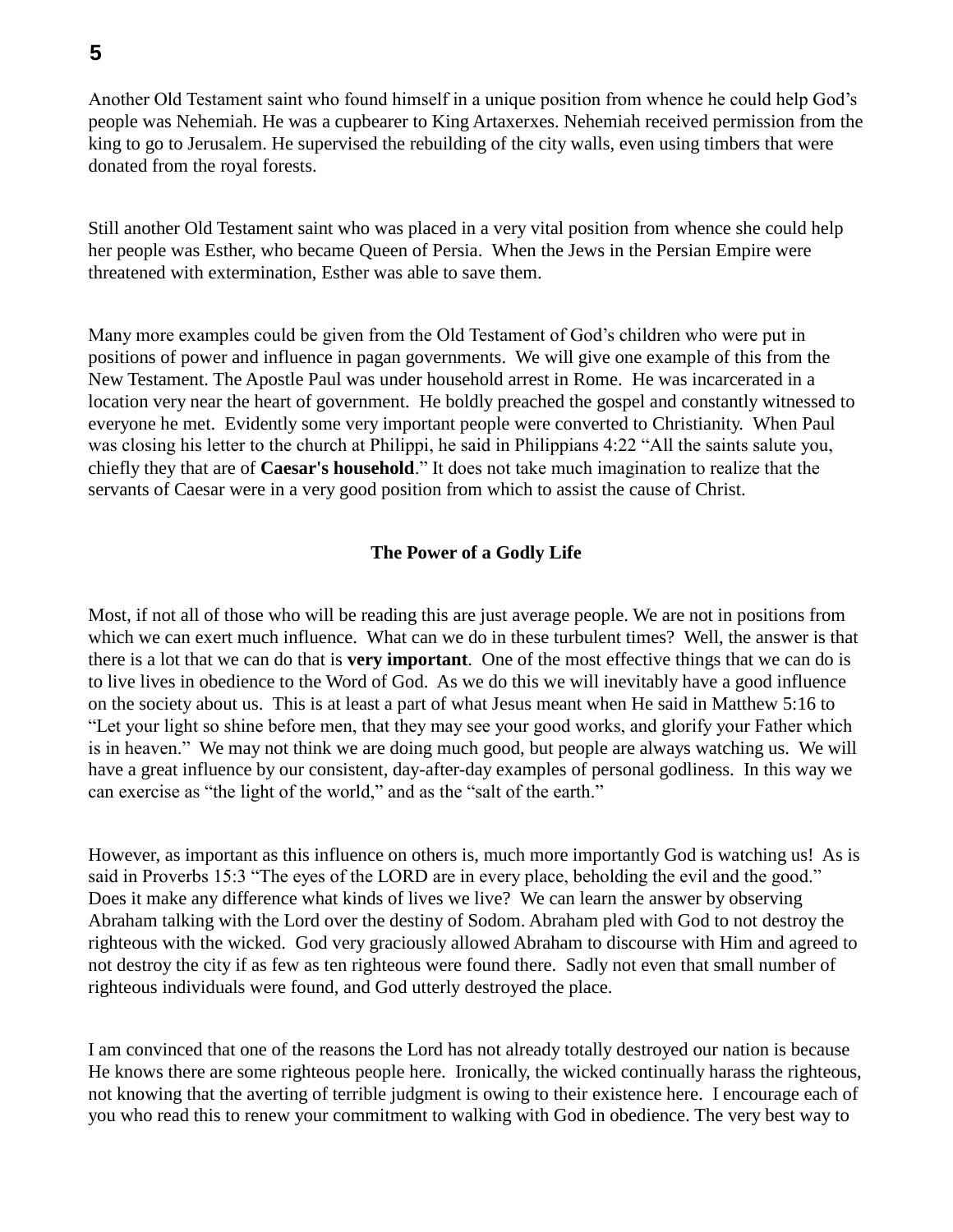Another Old Testament saint who found himself in a unique position from whence he could help God's people was Nehemiah. He was a cupbearer to King Artaxerxes. Nehemiah received permission from the king to go to Jerusalem. He supervised the rebuilding of the city walls, even using timbers that were donated from the royal forests.

Still another Old Testament saint who was placed in a very vital position from whence she could help her people was Esther, who became Queen of Persia. When the Jews in the Persian Empire were threatened with extermination, Esther was able to save them.

Many more examples could be given from the Old Testament of God's children who were put in positions of power and influence in pagan governments. We will give one example of this from the New Testament. The Apostle Paul was under household arrest in Rome. He was incarcerated in a location very near the heart of government. He boldly preached the gospel and constantly witnessed to everyone he met. Evidently some very important people were converted to Christianity. When Paul was closing his letter to the church at Philippi, he said in Philippians 4:22 "All the saints salute you, chiefly they that are of **Caesar's household**." It does not take much imagination to realize that the servants of Caesar were in a very good position from which to assist the cause of Christ.

### The Power of a Godly Life

Most, if not all of those who will be reading this are just average people. We are not in positions from which we can exert much influence. What can we do in these turbulent times? Well, the answer is that there is a lot that we can do that is **very important**. One of the most effective things that we can do is to live lives in obedience to the Word of God. As we do this we will inevitably have a good influence on the society about us. This is at least a part of what Jesus meant when He said in Matthew 5:16 to "Let your light so shine before men, that they may see your good works, and glorify your Father which is in heaven." We may not think we are doing much good, but people are always watching us. We will have a great influence by our consistent, day-after-day examples of personal godliness. In this way we can exercise as "the light of the world," and as the "salt of the earth."

However, as important as this influence on others is, much more importantly God is watching us! As is said in Proverbs 15:3 "The eyes of the LORD are in every place, beholding the evil and the good." Does it make any difference what kinds of lives we live? We can learn the answer by observing Abraham talking with the Lord over the destiny of Sodom. Abraham pled with God to not destroy the righteous with the wicked. God very graciously allowed Abraham to discourse with Him and agreed to not destroy the city if as few as ten righteous were found there. Sadly not even that small number of righteous individuals were found, and God utterly destroyed the place.

I am convinced that one of the reasons the Lord has not already totally destroyed our nation is because He knows there are some righteous people here. Ironically, the wicked continually harass the righteous, not knowing that the averting of terrible judgment is owing to their existence here. I encourage each of you who read this to renew your commitment to walking with God in obedience. The very best way to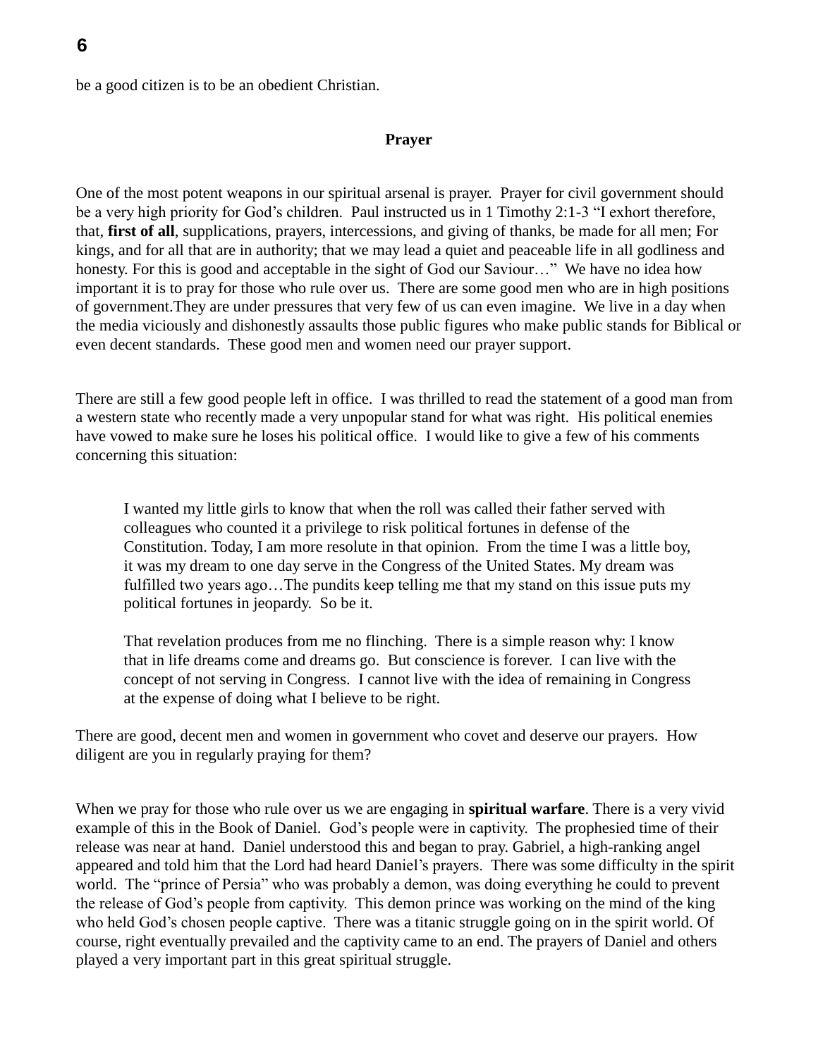be a good citizen is to be an obedient Christian.

## Prayer

One of the most potent weapons in our spiritual arsenal is prayer. Prayer for civil government should be a very high priority for God's children. Paul instructed us in 1 Timothy 2:1-3 "I exhort therefore, that, **first of all**, supplications, prayers, intercessions, and giving of thanks, be made for all men; For kings, and for all that are in authority; that we may lead a quiet and peaceable life in all godliness and honesty. For this is good and acceptable in the sight of God our Saviour…" We have no idea how important it is to pray for those who rule over us. There are some good men who are in high positions of government.They are under pressures that very few of us can even imagine. We live in a day when the media viciously and dishonestly assaults those public figures who make public stands for Biblical or even decent standards. These good men and women need our prayer support.

There are still a few good people left in office. I was thrilled to read the statement of a good man from a western state who recently made a very unpopular stand for what was right. His political enemies have vowed to make sure he loses his political office. I would like to give a few of his comments concerning this situation:

> I wanted my little girls to know that when the roll was called their father served with colleagues who counted it a privilege to risk political fortunes in defense of the Constitution. Today, I am more resolute in that opinion. From the time I was a little boy, it was my dream to one day serve in the Congress of the United States. My dream was fulfilled two years ago…The pundits keep telling me that my stand on this issue puts my political fortunes in jeopardy. So be it.
>
> That revelation produces from me no flinching. There is a simple reason why: I know that in life dreams come and dreams go. But conscience is forever. I can live with the concept of not serving in Congress. I cannot live with the idea of remaining in Congress at the expense of doing what I believe to be right.

There are good, decent men and women in government who covet and deserve our prayers. How diligent are you in regularly praying for them?

When we pray for those who rule over us we are engaging in **spiritual warfare**. There is a very vivid example of this in the Book of Daniel. God's people were in captivity. The prophesied time of their release was near at hand. Daniel understood this and began to pray. Gabriel, a high-ranking angel appeared and told him that the Lord had heard Daniel's prayers. There was some difficulty in the spirit world. The "prince of Persia" who was probably a demon, was doing everything he could to prevent the release of God's people from captivity. This demon prince was working on the mind of the king who held God's chosen people captive. There was a titanic struggle going on in the spirit world. Of course, right eventually prevailed and the captivity came to an end. The prayers of Daniel and others played a very important part in this great spiritual struggle.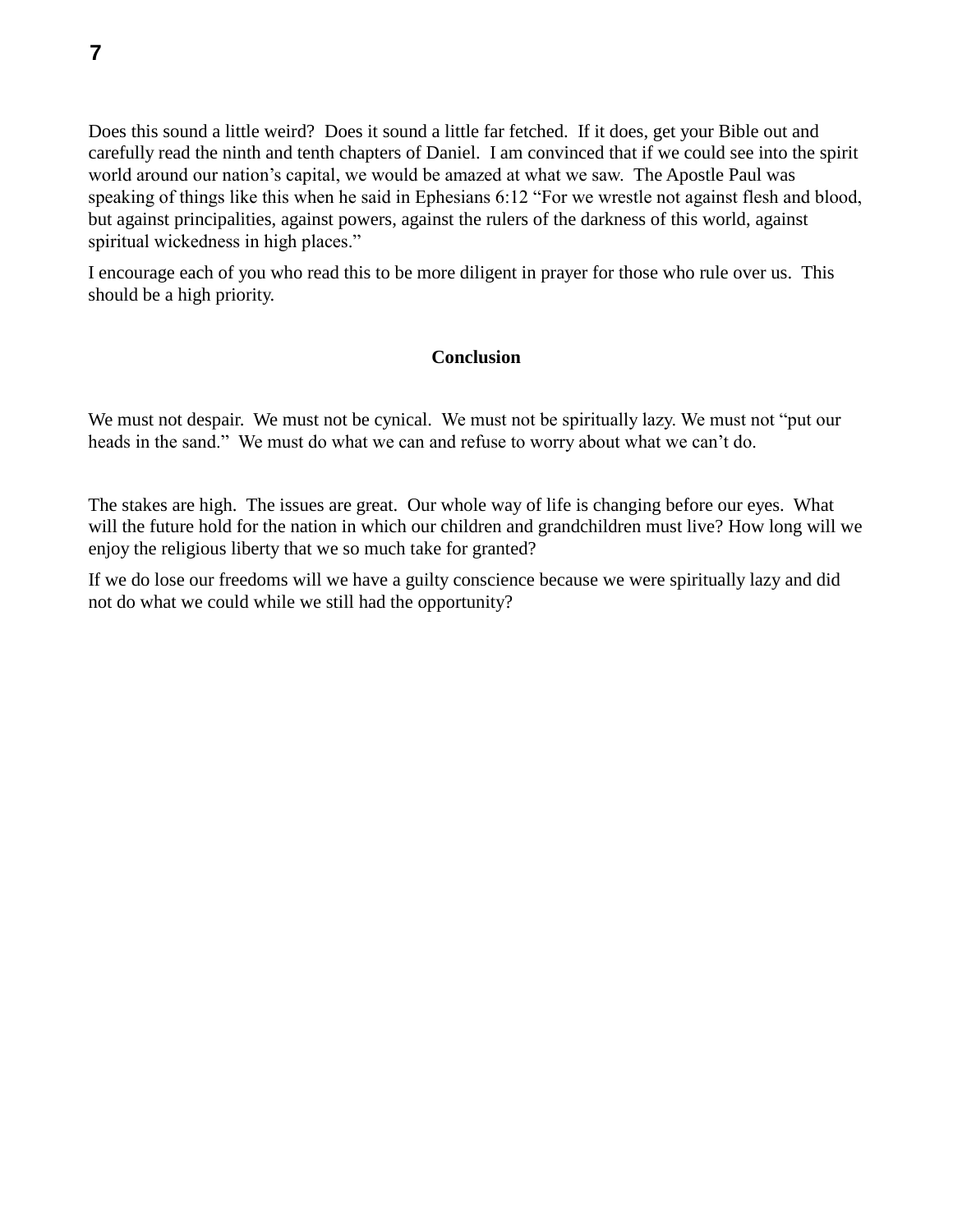Does this sound a little weird?  Does it sound a little far fetched.  If it does, get your Bible out and carefully read the ninth and tenth chapters of Daniel.  I am convinced that if we could see into the spirit world around our nation's capital, we would be amazed at what we saw.  The Apostle Paul was speaking of things like this when he said in Ephesians 6:12 "For we wrestle not against flesh and blood, but against principalities, against powers, against the rulers of the darkness of this world, against spiritual wickedness in high places."

I encourage each of you who read this to be more diligent in prayer for those who rule over us.  This should be a high priority.

## Conclusion

We must not despair.  We must not be cynical.  We must not be spiritually lazy. We must not "put our heads in the sand."  We must do what we can and refuse to worry about what we can't do.

The stakes are high.  The issues are great.  Our whole way of life is changing before our eyes.  What will the future hold for the nation in which our children and grandchildren must live? How long will we enjoy the religious liberty that we so much take for granted?

If we do lose our freedoms will we have a guilty conscience because we were spiritually lazy and did not do what we could while we still had the opportunity?